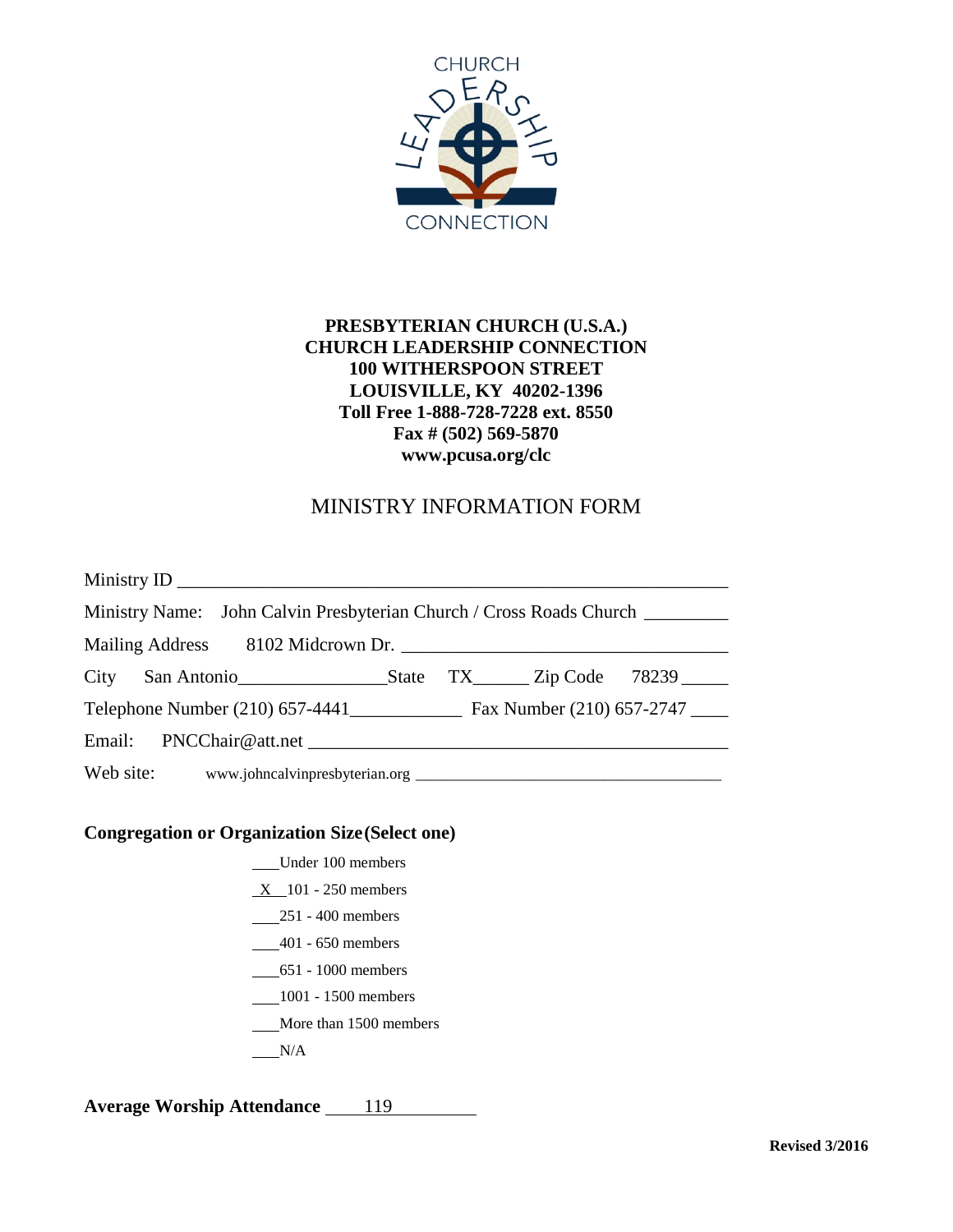CHURCH LEADERSHIP CONNECTION

**PRESBYTERIAN CHURCH (U.S.A.)**
**CHURCH LEADERSHIP CONNECTION**
**100 WITHERSPOON STREET**
**LOUISVILLE, KY 40202-1396**
**Toll Free 1-888-728-7228 ext. 8550**
**Fax # (502) 569-5870**
**www.pcusa.org/clc**

# MINISTRY INFORMATION FORM

Ministry ID ____________________

Ministry Name: John Calvin Presbyterian Church / Cross Roads Church

Mailing Address 8102 Midcrown Dr.

City San Antonio State TX Zip Code 78239

Telephone Number (210) 657-4441 Fax Number (210) 657-2747

Email: PNCChair@att.net

Web site: www.johncalvinpresbyterian.org

**Congregation or Organization Size (Select one)**

- ___ Under 100 members
- _X_ 101 - 250 members
- ___ 251 - 400 members
- ___ 401 - 650 members
- ___ 651 - 1000 members
- ___ 1001 - 1500 members
- ___ More than 1500 members
- ___ N/A

**Average Worship Attendance** 119

**Revised 3/2016**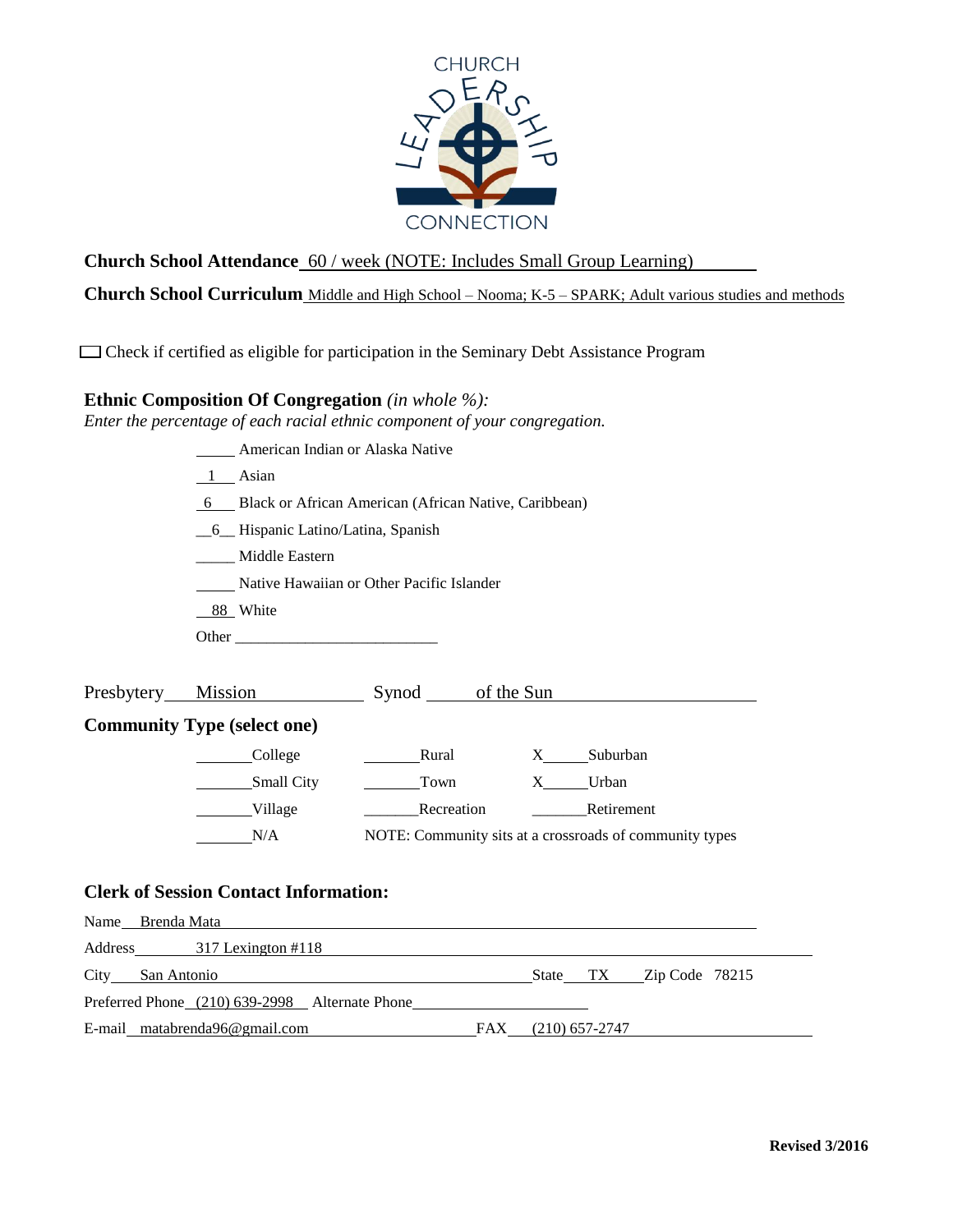CHURCH LEADERSHIP CONNECTION

**Church School Attendance** 60 / week (NOTE: Includes Small Group Learning)

**Church School Curriculum** Middle and High School – Nooma; K-5 – SPARK; Adult various studies and methods

☐ Check if certified as eligible for participation in the Seminary Debt Assistance Program

**Ethnic Composition Of Congregation** *(in whole %):*
*Enter the percentage of each racial ethnic component of your congregation.*

_____ American Indian or Alaska Native
__1__ Asian
__6__ Black or African American (African Native, Caribbean)
__6__ Hispanic Latino/Latina, Spanish
_____ Middle Eastern
_____ Native Hawaiian or Other Pacific Islander
__88__ White
Other ______________________

Presbytery Mission Synod of the Sun

**Community Type (select one)**

| | | |
|---|---|---|
| ____ College | ____ Rural | X ____ Suburban |
| ____ Small City | ____ Town | X ____ Urban |
| ____ Village | ____ Recreation | ____ Retirement |
| ____ N/A | NOTE: Community sits at a crossroads of community types | |

**Clerk of Session Contact Information:**

Name Brenda Mata
Address 317 Lexington #118
City San Antonio State TX Zip Code 78215
Preferred Phone (210) 639-2998 Alternate Phone ____________
E-mail matabrenda96@gmail.com FAX (210) 657-2747

**Revised 3/2016**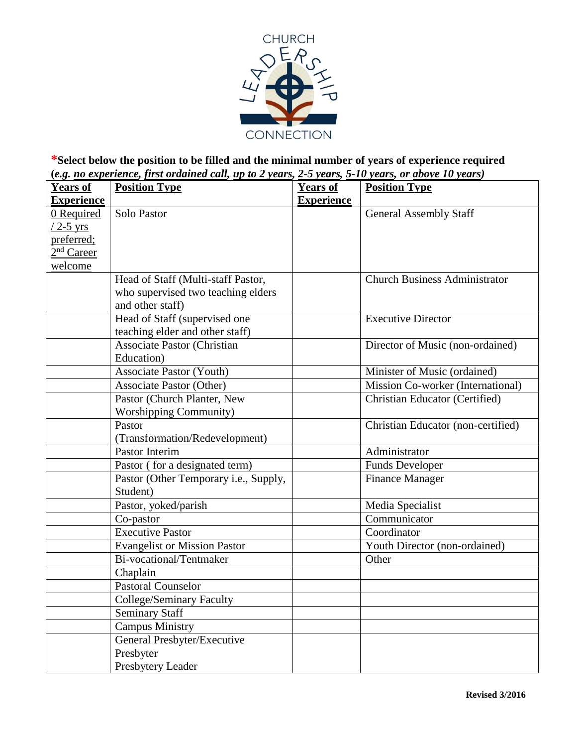**\*Select below the position to be filled and the minimal number of years of experience required (*e.g. <u>no experience</u>, <u>first ordained call</u>, <u>up to 2 years</u>, <u>2-5 years</u>, <u>5-10 years</u>, or <u>above 10 years</u>*)**

| Years of Experience | Position Type | Years of Experience | Position Type |
|---|---|---|---|
| 0 Required / 2-5 yrs preferred; 2nd Career welcome | Solo Pastor | | General Assembly Staff |
| | Head of Staff (Multi-staff Pastor, who supervised two teaching elders and other staff) | | Church Business Administrator |
| | Head of Staff (supervised one teaching elder and other staff) | | Executive Director |
| | Associate Pastor (Christian Education) | | Director of Music (non-ordained) |
| | Associate Pastor (Youth) | | Minister of Music (ordained) |
| | Associate Pastor (Other) | | Mission Co-worker (International) |
| | Pastor (Church Planter, New Worshipping Community) | | Christian Educator (Certified) |
| | Pastor (Transformation/Redevelopment) | | Christian Educator (non-certified) |
| | Pastor Interim | | Administrator |
| | Pastor ( for a designated term) | | Funds Developer |
| | Pastor (Other Temporary i.e., Supply, Student) | | Finance Manager |
| | Pastor, yoked/parish | | Media Specialist |
| | Co-pastor | | Communicator |
| | Executive Pastor | | Coordinator |
| | Evangelist or Mission Pastor | | Youth Director (non-ordained) |
| | Bi-vocational/Tentmaker | | Other |
| | Chaplain | | |
| | Pastoral Counselor | | |
| | College/Seminary Faculty | | |
| | Seminary Staff | | |
| | Campus Ministry | | |
| | General Presbyter/Executive Presbyter Presbytery Leader | | |

**Revised 3/2016**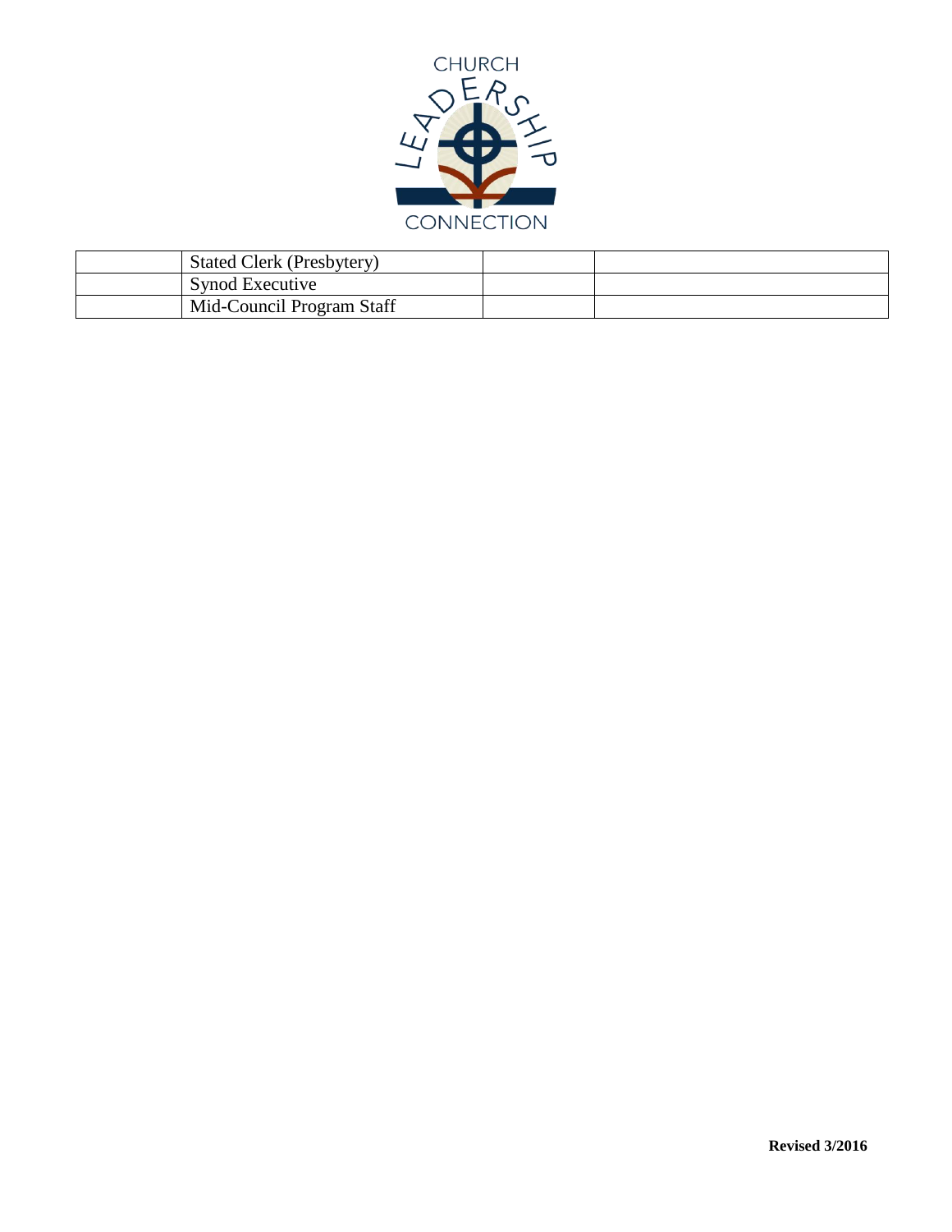| | Stated Clerk (Presbytery) | | |
|---|---|---|---|
| | Synod Executive | | |
| | Mid-Council Program Staff | | |

**Revised 3/2016**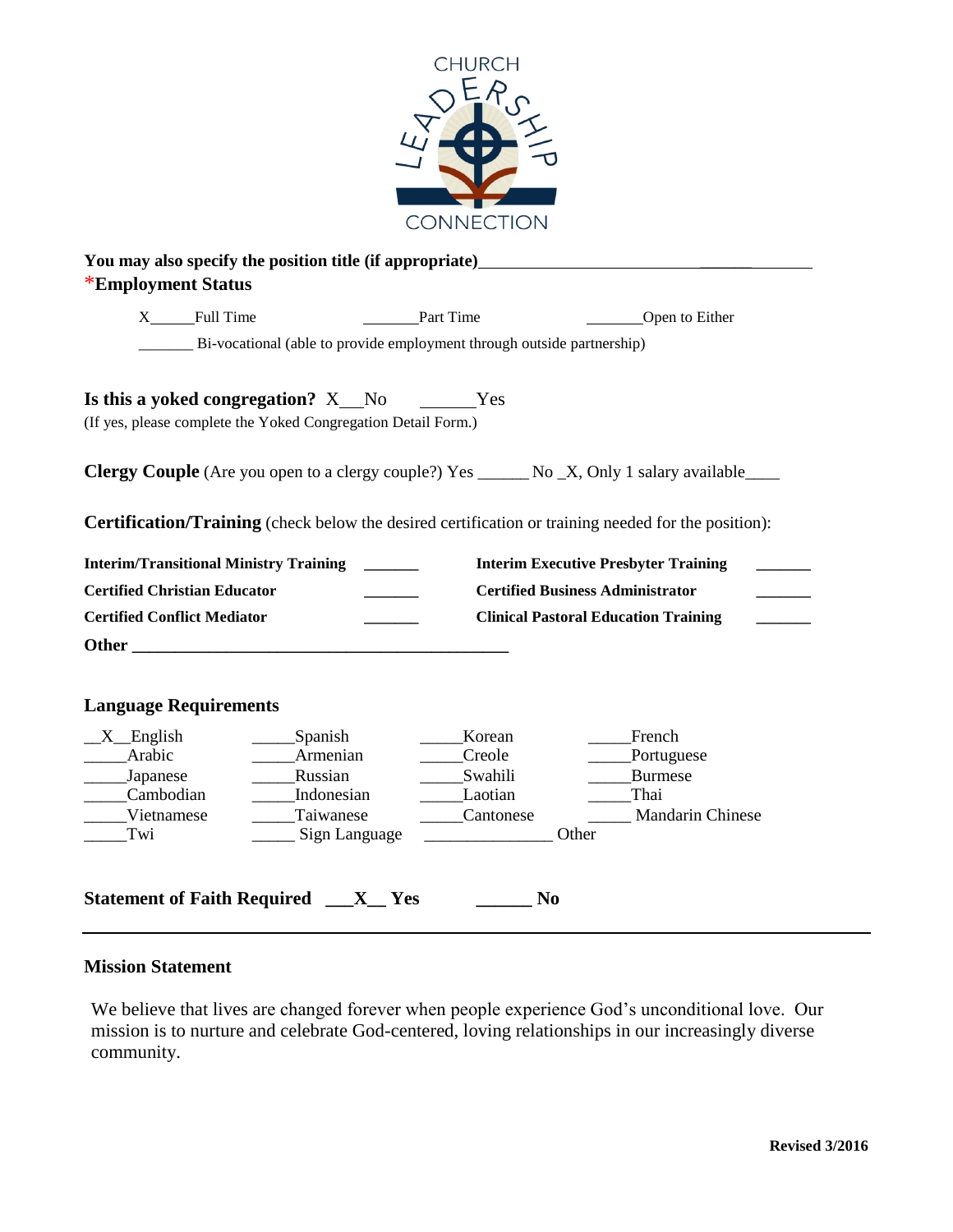CHURCH LEADERSHIP CONNECTION

**You may also specify the position title (if appropriate)**________________________________

\***Employment Status**

X______Full Time ________Part Time ________Open to Either

________ Bi-vocational (able to provide employment through outside partnership)

**Is this a yoked congregation?** X__No ______Yes

(If yes, please complete the Yoked Congregation Detail Form.)

**Clergy Couple** (Are you open to a clergy couple?) Yes ______ No _X, Only 1 salary available____

**Certification/Training** (check below the desired certification or training needed for the position):

| | | | |
|---|---|---|---|
| **Interim/Transitional Ministry Training** | ______ | **Interim Executive Presbyter Training** | ______ |
| **Certified Christian Educator** | ______ | **Certified Business Administrator** | ______ |
| **Certified Conflict Mediator** | ______ | **Clinical Pastoral Education Training** | ______ |

**Other** ______________________________________________

**Language Requirements**

| | | | |
|---|---|---|---|
| __X__English | _____Spanish | _____Korean | _____French |
| _____Arabic | _____Armenian | _____Creole | _____Portuguese |
| _____Japanese | _____Russian | _____Swahili | _____Burmese |
| _____Cambodian | _____Indonesian | _____Laotian | _____Thai |
| _____Vietnamese | _____Taiwanese | _____Cantonese | _____ Mandarin Chinese |
| _____Twi | _____ Sign Language | _______________ Other | |

**Statement of Faith Required ___X__ Yes ______ No**

---

**Mission Statement**

We believe that lives are changed forever when people experience God's unconditional love. Our mission is to nurture and celebrate God-centered, loving relationships in our increasingly diverse community.

**Revised 3/2016**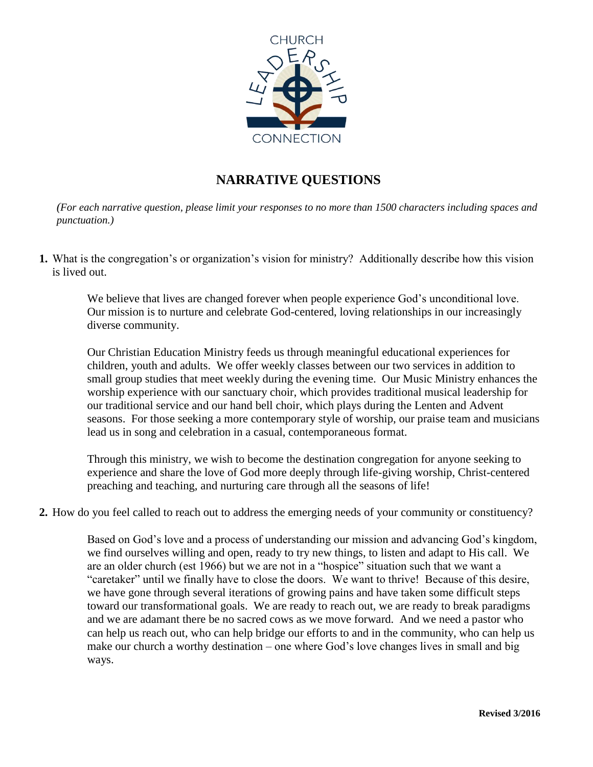CHURCH LEADERSHIP CONNECTION

## NARRATIVE QUESTIONS

*(For each narrative question, please limit your responses to no more than 1500 characters including spaces and punctuation.)*

**1.** What is the congregation's or organization's vision for ministry? Additionally describe how this vision is lived out.

We believe that lives are changed forever when people experience God's unconditional love. Our mission is to nurture and celebrate God-centered, loving relationships in our increasingly diverse community.

Our Christian Education Ministry feeds us through meaningful educational experiences for children, youth and adults. We offer weekly classes between our two services in addition to small group studies that meet weekly during the evening time. Our Music Ministry enhances the worship experience with our sanctuary choir, which provides traditional musical leadership for our traditional service and our hand bell choir, which plays during the Lenten and Advent seasons. For those seeking a more contemporary style of worship, our praise team and musicians lead us in song and celebration in a casual, contemporaneous format.

Through this ministry, we wish to become the destination congregation for anyone seeking to experience and share the love of God more deeply through life-giving worship, Christ-centered preaching and teaching, and nurturing care through all the seasons of life!

**2.** How do you feel called to reach out to address the emerging needs of your community or constituency?

Based on God's love and a process of understanding our mission and advancing God's kingdom, we find ourselves willing and open, ready to try new things, to listen and adapt to His call. We are an older church (est 1966) but we are not in a "hospice" situation such that we want a "caretaker" until we finally have to close the doors. We want to thrive! Because of this desire, we have gone through several iterations of growing pains and have taken some difficult steps toward our transformational goals. We are ready to reach out, we are ready to break paradigms and we are adamant there be no sacred cows as we move forward. And we need a pastor who can help us reach out, who can help bridge our efforts to and in the community, who can help us make our church a worthy destination – one where God's love changes lives in small and big ways.

**Revised 3/2016**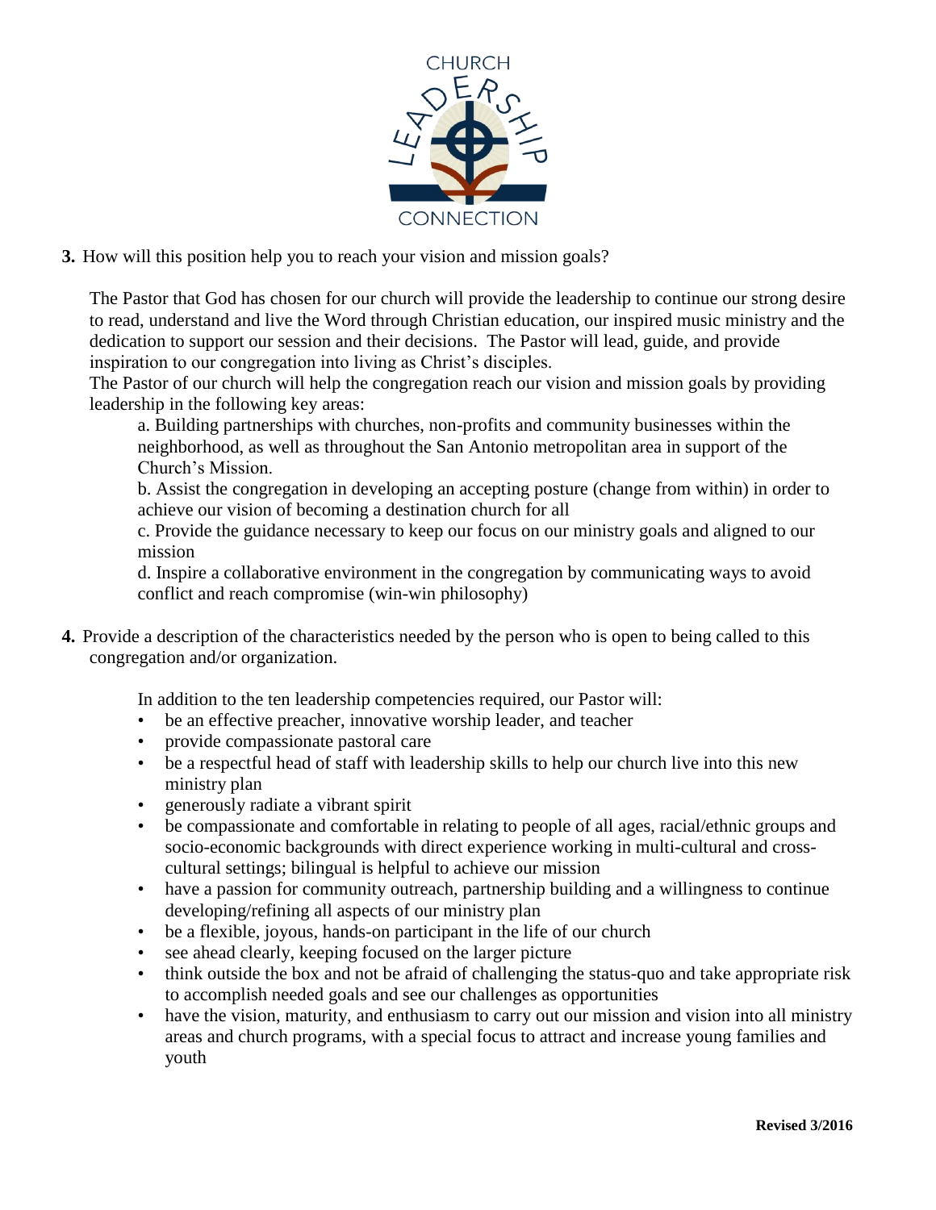**3.** How will this position help you to reach your vision and mission goals?

The Pastor that God has chosen for our church will provide the leadership to continue our strong desire to read, understand and live the Word through Christian education, our inspired music ministry and the dedication to support our session and their decisions. The Pastor will lead, guide, and provide inspiration to our congregation into living as Christ's disciples.

The Pastor of our church will help the congregation reach our vision and mission goals by providing leadership in the following key areas:

a. Building partnerships with churches, non-profits and community businesses within the neighborhood, as well as throughout the San Antonio metropolitan area in support of the Church's Mission.

b. Assist the congregation in developing an accepting posture (change from within) in order to achieve our vision of becoming a destination church for all

c. Provide the guidance necessary to keep our focus on our ministry goals and aligned to our mission

d. Inspire a collaborative environment in the congregation by communicating ways to avoid conflict and reach compromise (win-win philosophy)

**4.** Provide a description of the characteristics needed by the person who is open to being called to this congregation and/or organization.

In addition to the ten leadership competencies required, our Pastor will:

- be an effective preacher, innovative worship leader, and teacher
- provide compassionate pastoral care
- be a respectful head of staff with leadership skills to help our church live into this new ministry plan
- generously radiate a vibrant spirit
- be compassionate and comfortable in relating to people of all ages, racial/ethnic groups and socio-economic backgrounds with direct experience working in multi-cultural and cross-cultural settings; bilingual is helpful to achieve our mission
- have a passion for community outreach, partnership building and a willingness to continue developing/refining all aspects of our ministry plan
- be a flexible, joyous, hands-on participant in the life of our church
- see ahead clearly, keeping focused on the larger picture
- think outside the box and not be afraid of challenging the status-quo and take appropriate risk to accomplish needed goals and see our challenges as opportunities
- have the vision, maturity, and enthusiasm to carry out our mission and vision into all ministry areas and church programs, with a special focus to attract and increase young families and youth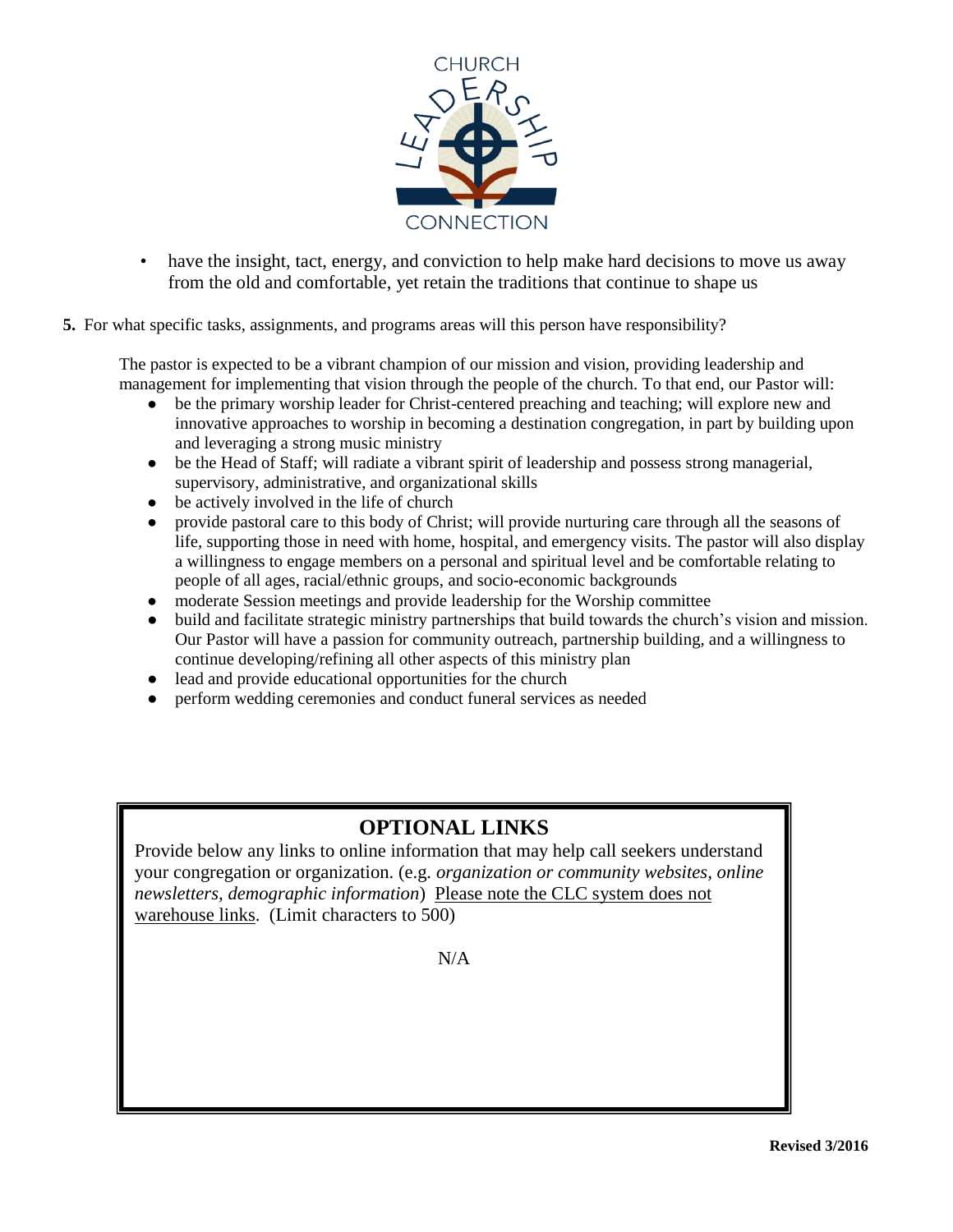- have the insight, tact, energy, and conviction to help make hard decisions to move us away from the old and comfortable, yet retain the traditions that continue to shape us

**5.** For what specific tasks, assignments, and programs areas will this person have responsibility?

The pastor is expected to be a vibrant champion of our mission and vision, providing leadership and management for implementing that vision through the people of the church. To that end, our Pastor will:

- be the primary worship leader for Christ-centered preaching and teaching; will explore new and innovative approaches to worship in becoming a destination congregation, in part by building upon and leveraging a strong music ministry
- be the Head of Staff; will radiate a vibrant spirit of leadership and possess strong managerial, supervisory, administrative, and organizational skills
- be actively involved in the life of church
- provide pastoral care to this body of Christ; will provide nurturing care through all the seasons of life, supporting those in need with home, hospital, and emergency visits. The pastor will also display a willingness to engage members on a personal and spiritual level and be comfortable relating to people of all ages, racial/ethnic groups, and socio-economic backgrounds
- moderate Session meetings and provide leadership for the Worship committee
- build and facilitate strategic ministry partnerships that build towards the church's vision and mission. Our Pastor will have a passion for community outreach, partnership building, and a willingness to continue developing/refining all other aspects of this ministry plan
- lead and provide educational opportunities for the church
- perform wedding ceremonies and conduct funeral services as needed

## OPTIONAL LINKS

Provide below any links to online information that may help call seekers understand your congregation or organization. (e.g. *organization or community websites, online newsletters, demographic information*) Please note the CLC system does not warehouse links. (Limit characters to 500)

N/A

**Revised 3/2016**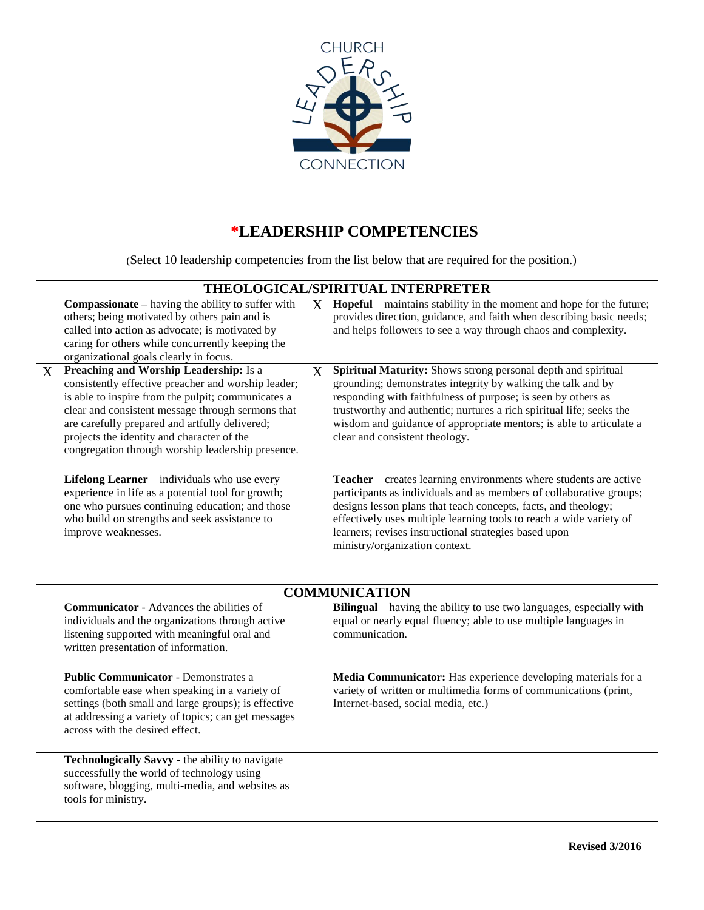# *LEADERSHIP COMPETENCIES

(Select 10 leadership competencies from the list below that are required for the position.)

| THEOLOGICAL/SPIRITUAL INTERPRETER | | | |
|---|---|---|---|
| | **Compassionate –** having the ability to suffer with others; being motivated by others pain and is called into action as advocate; is motivated by caring for others while concurrently keeping the organizational goals clearly in focus. | X | **Hopeful** – maintains stability in the moment and hope for the future; provides direction, guidance, and faith when describing basic needs; and helps followers to see a way through chaos and complexity. |
| X | **Preaching and Worship Leadership:** Is a consistently effective preacher and worship leader; is able to inspire from the pulpit; communicates a clear and consistent message through sermons that are carefully prepared and artfully delivered; projects the identity and character of the congregation through worship leadership presence. | X | **Spiritual Maturity:** Shows strong personal depth and spiritual grounding; demonstrates integrity by walking the talk and by responding with faithfulness of purpose; is seen by others as trustworthy and authentic; nurtures a rich spiritual life; seeks the wisdom and guidance of appropriate mentors; is able to articulate a clear and consistent theology. |
| | **Lifelong Learner** – individuals who use every experience in life as a potential tool for growth; one who pursues continuing education; and those who build on strengths and seek assistance to improve weaknesses. | | **Teacher** – creates learning environments where students are active participants as individuals and as members of collaborative groups; designs lesson plans that teach concepts, facts, and theology; effectively uses multiple learning tools to reach a wide variety of learners; revises instructional strategies based upon ministry/organization context. |

| COMMUNICATION | | | |
|---|---|---|---|
| | **Communicator** - Advances the abilities of individuals and the organizations through active listening supported with meaningful oral and written presentation of information. | | **Bilingual** – having the ability to use two languages, especially with equal or nearly equal fluency; able to use multiple languages in communication. |
| | **Public Communicator** - Demonstrates a comfortable ease when speaking in a variety of settings (both small and large groups); is effective at addressing a variety of topics; can get messages across with the desired effect. | | **Media Communicator:** Has experience developing materials for a variety of written or multimedia forms of communications (print, Internet-based, social media, etc.) |
| | **Technologically Savvy** - the ability to navigate successfully the world of technology using software, blogging, multi-media, and websites as tools for ministry. | | |

Revised 3/2016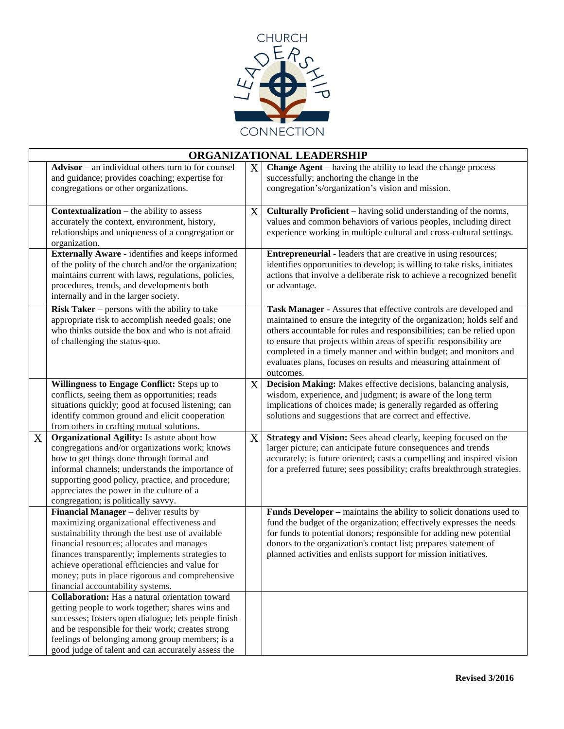CHURCH LEADERSHIP CONNECTION

| ORGANIZATIONAL LEADERSHIP | | | |
|---|---|---|---|
| | **Advisor** – an individual others turn to for counsel and guidance; provides coaching; expertise for congregations or other organizations. | X | **Change Agent** – having the ability to lead the change process successfully; anchoring the change in the congregation's/organization's vision and mission. |
| | **Contextualization** – the ability to assess accurately the context, environment, history, relationships and uniqueness of a congregation or organization. | X | **Culturally Proficient** – having solid understanding of the norms, values and common behaviors of various peoples, including direct experience working in multiple cultural and cross-cultural settings. |
| | **Externally Aware -** identifies and keeps informed of the polity of the church and/or the organization; maintains current with laws, regulations, policies, procedures, trends, and developments both internally and in the larger society. | | **Entrepreneurial -** leaders that are creative in using resources; identifies opportunities to develop; is willing to take risks, initiates actions that involve a deliberate risk to achieve a recognized benefit or advantage. |
| | **Risk Taker** – persons with the ability to take appropriate risk to accomplish needed goals; one who thinks outside the box and who is not afraid of challenging the status-quo. | | **Task Manager** - Assures that effective controls are developed and maintained to ensure the integrity of the organization; holds self and others accountable for rules and responsibilities; can be relied upon to ensure that projects within areas of specific responsibility are completed in a timely manner and within budget; and monitors and evaluates plans, focuses on results and measuring attainment of outcomes. |
| | **Willingness to Engage Conflict:** Steps up to conflicts, seeing them as opportunities; reads situations quickly; good at focused listening; can identify common ground and elicit cooperation from others in crafting mutual solutions. | X | **Decision Making:** Makes effective decisions, balancing analysis, wisdom, experience, and judgment; is aware of the long term implications of choices made; is generally regarded as offering solutions and suggestions that are correct and effective. |
| X | **Organizational Agility:** Is astute about how congregations and/or organizations work; knows how to get things done through formal and informal channels; understands the importance of supporting good policy, practice, and procedure; appreciates the power in the culture of a congregation; is politically savvy. | X | **Strategy and Vision:** Sees ahead clearly, keeping focused on the larger picture; can anticipate future consequences and trends accurately; is future oriented; casts a compelling and inspired vision for a preferred future; sees possibility; crafts breakthrough strategies. |
| | **Financial Manager** – deliver results by maximizing organizational effectiveness and sustainability through the best use of available financial resources; allocates and manages finances transparently; implements strategies to achieve operational efficiencies and value for money; puts in place rigorous and comprehensive financial accountability systems. | | **Funds Developer –** maintains the ability to solicit donations used to fund the budget of the organization; effectively expresses the needs for funds to potential donors; responsible for adding new potential donors to the organization's contact list; prepares statement of planned activities and enlists support for mission initiatives. |
| | **Collaboration:** Has a natural orientation toward getting people to work together; shares wins and successes; fosters open dialogue; lets people finish and be responsible for their work; creates strong feelings of belonging among group members; is a good judge of talent and can accurately assess the | | |

**Revised 3/2016**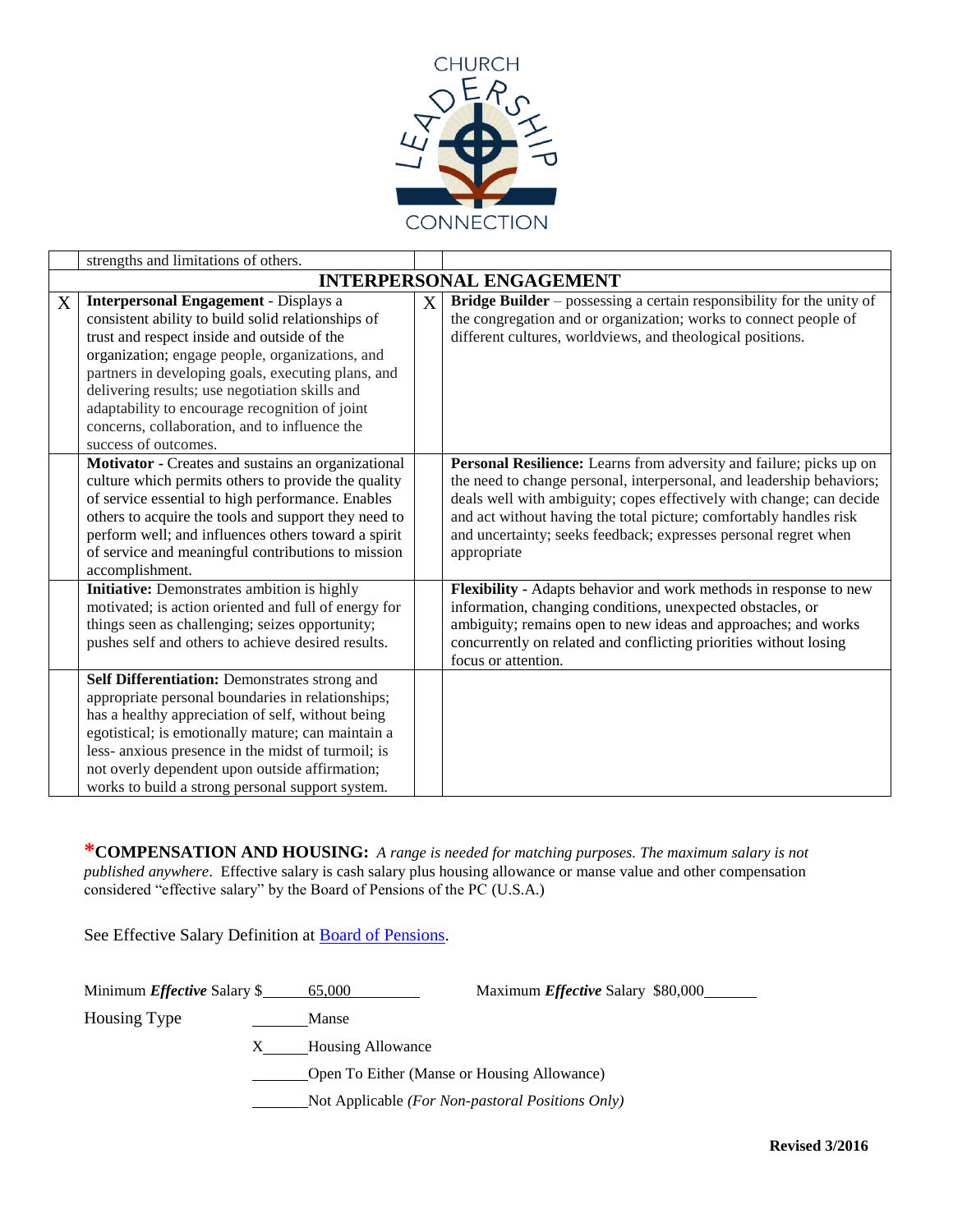CHURCH LEADERSHIP CONNECTION

| | | | |
|---|---|---|---|
| | strengths and limitations of others. | | |
| **INTERPERSONAL ENGAGEMENT** | | | |
| X | **Interpersonal Engagement** - Displays a consistent ability to build solid relationships of trust and respect inside and outside of the organization; engage people, organizations, and partners in developing goals, executing plans, and delivering results; use negotiation skills and adaptability to encourage recognition of joint concerns, collaboration, and to influence the success of outcomes. | X | **Bridge Builder** – possessing a certain responsibility for the unity of the congregation and or organization; works to connect people of different cultures, worldviews, and theological positions. |
| | **Motivator** - Creates and sustains an organizational culture which permits others to provide the quality of service essential to high performance. Enables others to acquire the tools and support they need to perform well; and influences others toward a spirit of service and meaningful contributions to mission accomplishment. | | **Personal Resilience:** Learns from adversity and failure; picks up on the need to change personal, interpersonal, and leadership behaviors; deals well with ambiguity; copes effectively with change; can decide and act without having the total picture; comfortably handles risk and uncertainty; seeks feedback; expresses personal regret when appropriate |
| | **Initiative:** Demonstrates ambition is highly motivated; is action oriented and full of energy for things seen as challenging; seizes opportunity; pushes self and others to achieve desired results. | | **Flexibility** - Adapts behavior and work methods in response to new information, changing conditions, unexpected obstacles, or ambiguity; remains open to new ideas and approaches; and works concurrently on related and conflicting priorities without losing focus or attention. |
| | **Self Differentiation:** Demonstrates strong and appropriate personal boundaries in relationships; has a healthy appreciation of self, without being egotistical; is emotionally mature; can maintain a less- anxious presence in the midst of turmoil; is not overly dependent upon outside affirmation; works to build a strong personal support system. | | |

***COMPENSATION AND HOUSING:** *A range is needed for matching purposes. The maximum salary is not published anywhere*. Effective salary is cash salary plus housing allowance or manse value and other compensation considered "effective salary" by the Board of Pensions of the PC (U.S.A.)

See Effective Salary Definition at Board of Pensions.

Minimum ***Effective*** Salary $ 65,000 Maximum ***Effective*** Salary $80,000

Housing Type

___ Manse

X___ Housing Allowance

___ Open To Either (Manse or Housing Allowance)

___ Not Applicable *(For Non-pastoral Positions Only)*

**Revised 3/2016**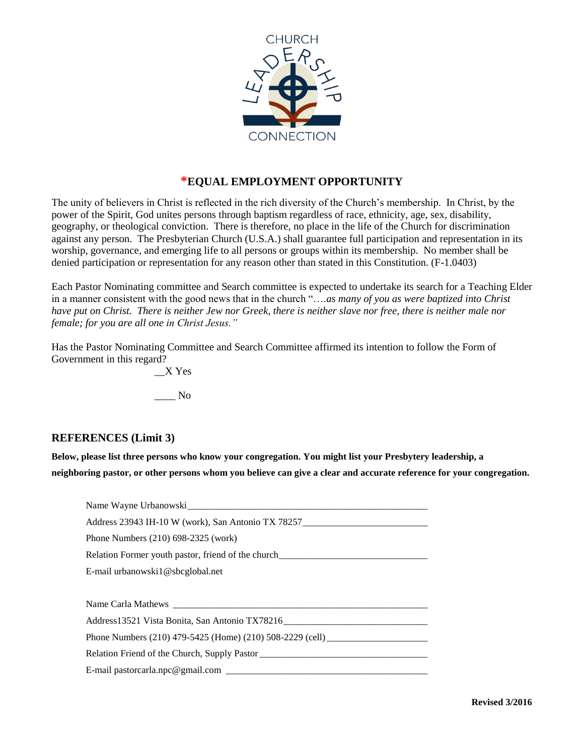# *EQUAL EMPLOYMENT OPPORTUNITY

The unity of believers in Christ is reflected in the rich diversity of the Church's membership. In Christ, by the power of the Spirit, God unites persons through baptism regardless of race, ethnicity, age, sex, disability, geography, or theological conviction. There is therefore, no place in the life of the Church for discrimination against any person. The Presbyterian Church (U.S.A.) shall guarantee full participation and representation in its worship, governance, and emerging life to all persons or groups within its membership. No member shall be denied participation or representation for any reason other than stated in this Constitution. (F-1.0403)

Each Pastor Nominating committee and Search committee is expected to undertake its search for a Teaching Elder in a manner consistent with the good news that in the church "*….as many of you as were baptized into Christ have put on Christ. There is neither Jew nor Greek, there is neither slave nor free, there is neither male nor female; for you are all one in Christ Jesus."*

Has the Pastor Nominating Committee and Search Committee affirmed its intention to follow the Form of Government in this regard?

__X Yes

____ No

## REFERENCES (Limit 3)

**Below, please list three persons who know your congregation. You might list your Presbytery leadership, a neighboring pastor, or other persons whom you believe can give a clear and accurate reference for your congregation.**

Name Wayne Urbanowski

Address 23943 IH-10 W (work), San Antonio TX 78257

Phone Numbers (210) 698-2325 (work)

Relation Former youth pastor, friend of the church

E-mail urbanowski1@sbcglobal.net

Name Carla Mathews

Address13521 Vista Bonita, San Antonio TX78216

Phone Numbers (210) 479-5425 (Home) (210) 508-2229 (cell)

Relation Friend of the Church, Supply Pastor

E-mail pastorcarla.npc@gmail.com

**Revised 3/2016**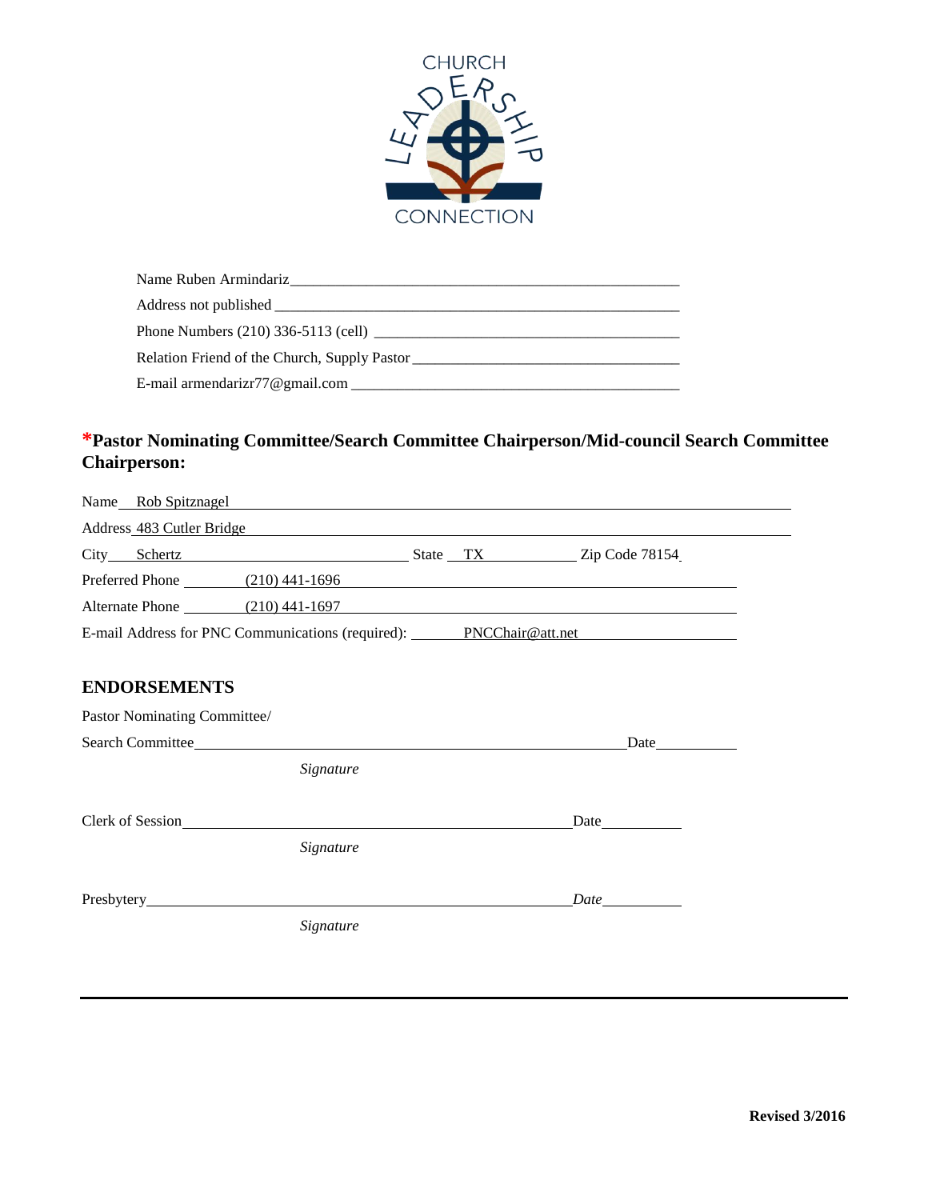CHURCH LEADERSHIP CONNECTION

Name Ruben Armindariz\_\_\_\_\_\_\_\_\_\_\_\_\_\_\_\_\_\_\_\_\_\_\_\_\_\_\_\_\_\_\_\_\_\_\_\_\_\_\_\_\_\_\_\_\_\_\_\_\_\_\_\_\_

Address not published \_\_\_\_\_\_\_\_\_\_\_\_\_\_\_\_\_\_\_\_\_\_\_\_\_\_\_\_\_\_\_\_\_\_\_\_\_\_\_\_\_\_\_\_\_\_\_\_\_\_\_\_\_\_

Phone Numbers (210) 336-5113 (cell) \_\_\_\_\_\_\_\_\_\_\_\_\_\_\_\_\_\_\_\_\_\_\_\_\_\_\_\_\_\_\_\_\_\_\_\_\_\_\_\_\_

Relation Friend of the Church, Supply Pastor \_\_\_\_\_\_\_\_\_\_\_\_\_\_\_\_\_\_\_\_\_\_\_\_\_\_\_\_\_\_\_\_\_\_\_\_

E-mail armendarizr77@gmail.com \_\_\_\_\_\_\_\_\_\_\_\_\_\_\_\_\_\_\_\_\_\_\_\_\_\_\_\_\_\_\_\_\_\_\_\_\_\_\_\_\_\_\_\_

### *Pastor Nominating Committee/Search Committee Chairperson/Mid-council Search Committee Chairperson:

Name Rob Spitznagel

Address 483 Cutler Bridge

City Schertz State TX Zip Code 78154

Preferred Phone (210) 441-1696

Alternate Phone (210) 441-1697

E-mail Address for PNC Communications (required): PNCChair@att.net

### ENDORSEMENTS

Pastor Nominating Committee/

Search Committee\_\_\_\_\_\_\_\_\_\_\_\_\_\_\_\_\_\_\_\_\_\_\_\_\_\_\_\_\_\_\_\_\_\_\_\_\_\_\_\_\_\_\_\_ Date\_\_\_\_\_\_\_\_\_\_

*Signature*

Clerk of Session\_\_\_\_\_\_\_\_\_\_\_\_\_\_\_\_\_\_\_\_\_\_\_\_\_\_\_\_\_\_\_\_\_\_\_\_\_\_\_\_\_\_\_\_ Date\_\_\_\_\_\_\_\_\_\_

*Signature*

Presbytery\_\_\_\_\_\_\_\_\_\_\_\_\_\_\_\_\_\_\_\_\_\_\_\_\_\_\_\_\_\_\_\_\_\_\_\_\_\_\_\_\_\_\_\_\_\_\_\_\_ *Date*\_\_\_\_\_\_\_\_\_\_

*Signature*

**Revised 3/2016**